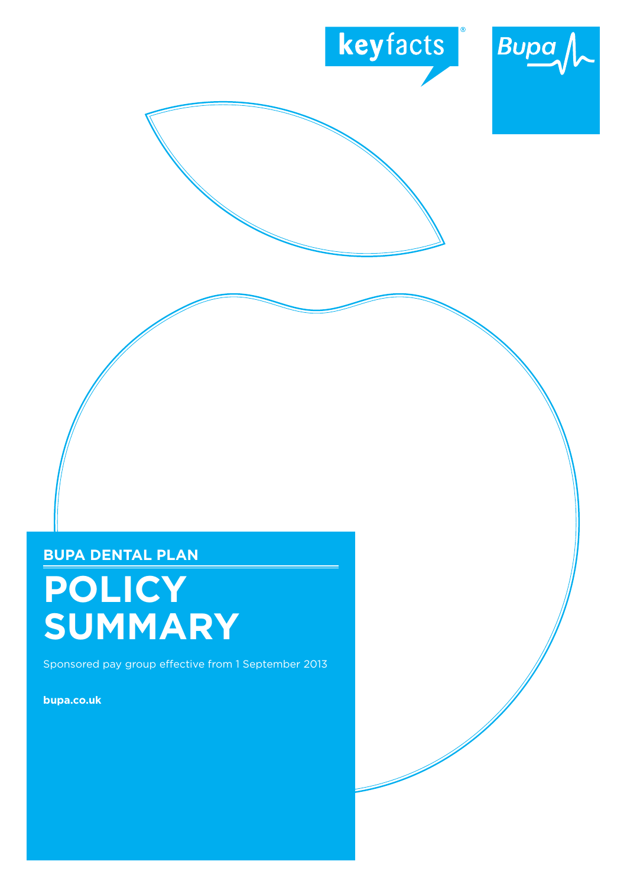keyfacts®

Bupa

## BUPA DENTAL PLAN

# POLICY SUMMARY

Sponsored pay group effective from 1 September 2013

**bupa.co.uk**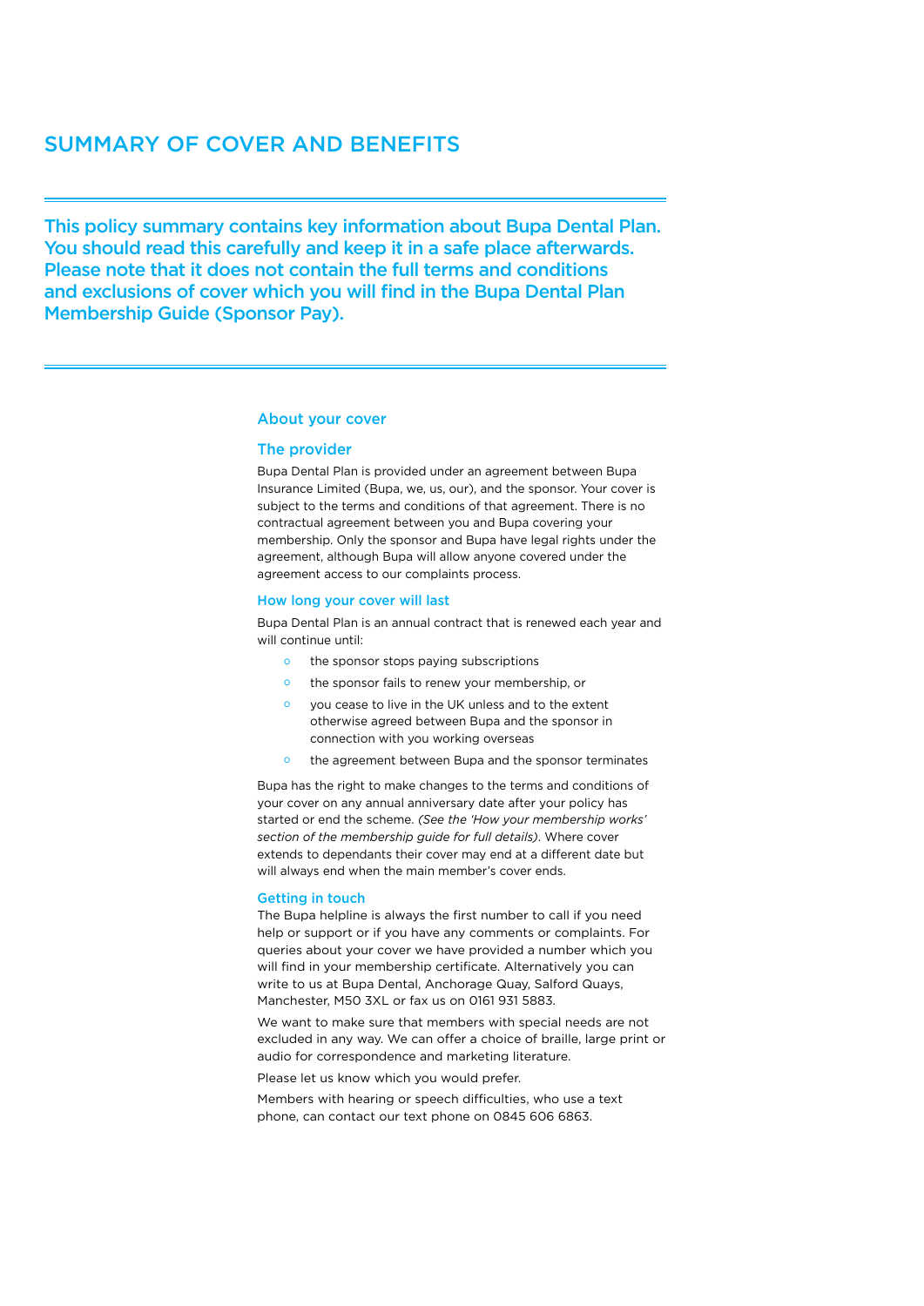# SUMMARY OF COVER AND BENEFITS

**This policy summary contains key information about Bupa Dental Plan. You should read this carefully and keep it in a safe place afterwards. Please note that it does not contain the full terms and conditions and exclusions of cover which you will find in the Bupa Dental Plan Membership Guide (Sponsor Pay).**

## About your cover

### The provider

Bupa Dental Plan is provided under an agreement between Bupa Insurance Limited (Bupa, we, us, our), and the sponsor. Your cover is subject to the terms and conditions of that agreement. There is no contractual agreement between you and Bupa covering your membership. Only the sponsor and Bupa have legal rights under the agreement, although Bupa will allow anyone covered under the agreement access to our complaints process.

### How long your cover will last

Bupa Dental Plan is an annual contract that is renewed each year and will continue until:

- the sponsor stops paying subscriptions
- the sponsor fails to renew your membership, or
- you cease to live in the UK unless and to the extent otherwise agreed between Bupa and the sponsor in connection with you working overseas
- the agreement between Bupa and the sponsor terminates

Bupa has the right to make changes to the terms and conditions of your cover on any annual anniversary date after your policy has started or end the scheme. *(See the 'How your membership works' section of the membership guide for full details)*. Where cover extends to dependants their cover may end at a different date but will always end when the main member's cover ends.

### Getting in touch

The Bupa helpline is always the first number to call if you need help or support or if you have any comments or complaints. For queries about your cover we have provided a number which you will find in your membership certificate. Alternatively you can write to us at Bupa Dental, Anchorage Quay, Salford Quays, Manchester, M50 3XL or fax us on 0161 931 5883.

We want to make sure that members with special needs are not excluded in any way. We can offer a choice of braille, large print or audio for correspondence and marketing literature.

Please let us know which you would prefer.

Members with hearing or speech difficulties, who use a text phone, can contact our text phone on 0845 606 6863.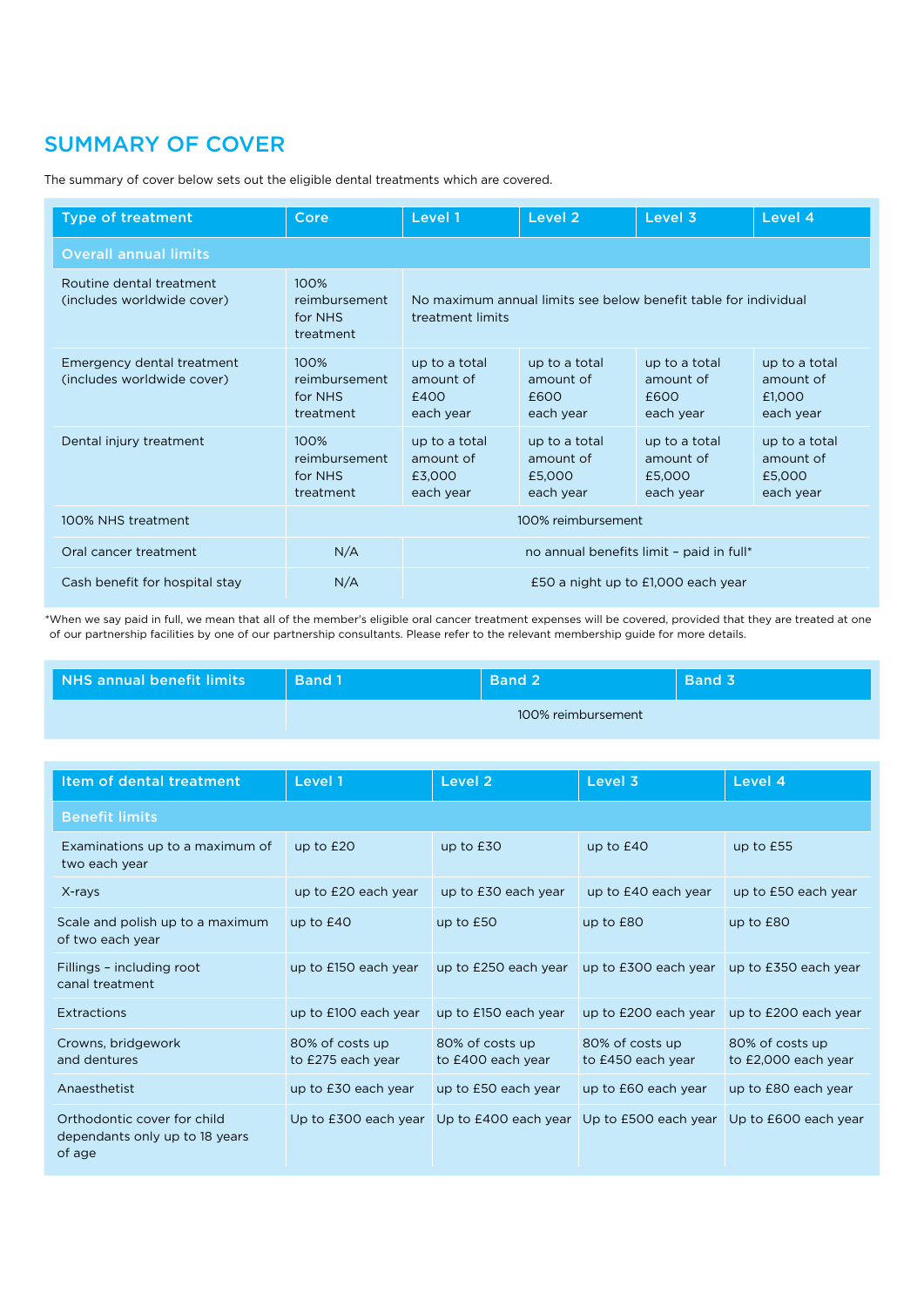## SUMMARY OF COVER

The summary of cover below sets out the eligible dental treatments which are covered.

| Type of treatment | Core | Level 1 | Level 2 | Level 3 | Level 4 |
|---|---|---|---|---|---|
| **Overall annual limits** | | | | | |
| Routine dental treatment (includes worldwide cover) | 100% reimbursement for NHS treatment | No maximum annual limits see below benefit table for individual treatment limits | | | |
| Emergency dental treatment (includes worldwide cover) | 100% reimbursement for NHS treatment | up to a total amount of £400 each year | up to a total amount of £600 each year | up to a total amount of £600 each year | up to a total amount of £1,000 each year |
| Dental injury treatment | 100% reimbursement for NHS treatment | up to a total amount of £3,000 each year | up to a total amount of £5,000 each year | up to a total amount of £5,000 each year | up to a total amount of £5,000 each year |
| 100% NHS treatment | 100% reimbursement | | | | |
| Oral cancer treatment | N/A | no annual benefits limit – paid in full* | | | |
| Cash benefit for hospital stay | N/A | £50 a night up to £1,000 each year | | | |

*When we say paid in full, we mean that all of the member's eligible oral cancer treatment expenses will be covered, provided that they are treated at one of our partnership facilities by one of our partnership consultants. Please refer to the relevant membership guide for more details.

| NHS annual benefit limits | Band 1 | Band 2 | Band 3 |
|---|---|---|---|
| | 100% reimbursement | | |

| Item of dental treatment | Level 1 | Level 2 | Level 3 | Level 4 |
|---|---|---|---|---|
| **Benefit limits** | | | | |
| Examinations up to a maximum of two each year | up to £20 | up to £30 | up to £40 | up to £55 |
| X-rays | up to £20 each year | up to £30 each year | up to £40 each year | up to £50 each year |
| Scale and polish up to a maximum of two each year | up to £40 | up to £50 | up to £80 | up to £80 |
| Fillings – including root canal treatment | up to £150 each year | up to £250 each year | up to £300 each year | up to £350 each year |
| Extractions | up to £100 each year | up to £150 each year | up to £200 each year | up to £200 each year |
| Crowns, bridgework and dentures | 80% of costs up to £275 each year | 80% of costs up to £400 each year | 80% of costs up to £450 each year | 80% of costs up to £2,000 each year |
| Anaesthetist | up to £30 each year | up to £50 each year | up to £60 each year | up to £80 each year |
| Orthodontic cover for child dependants only up to 18 years of age | Up to £300 each year | Up to £400 each year | Up to £500 each year | Up to £600 each year |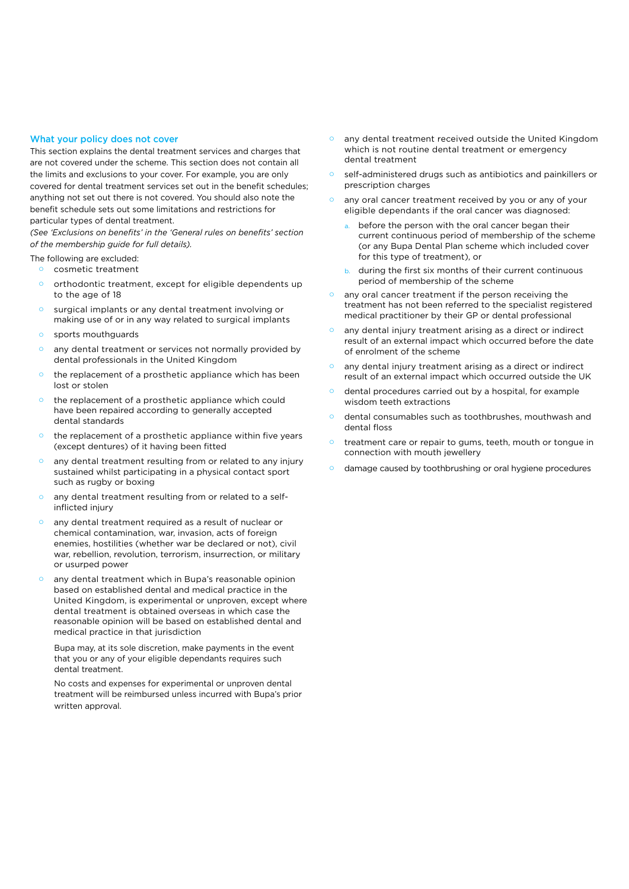## What your policy does not cover

This section explains the dental treatment services and charges that are not covered under the scheme. This section does not contain all the limits and exclusions to your cover. For example, you are only covered for dental treatment services set out in the benefit schedules; anything not set out there is not covered. You should also note the benefit schedule sets out some limitations and restrictions for particular types of dental treatment.

*(See 'Exclusions on benefits' in the 'General rules on benefits' section of the membership guide for full details).*

The following are excluded:

- cosmetic treatment
- orthodontic treatment, except for eligible dependents up to the age of 18
- surgical implants or any dental treatment involving or making use of or in any way related to surgical implants
- sports mouthguards
- any dental treatment or services not normally provided by dental professionals in the United Kingdom
- the replacement of a prosthetic appliance which has been lost or stolen
- the replacement of a prosthetic appliance which could have been repaired according to generally accepted dental standards
- the replacement of a prosthetic appliance within five years (except dentures) of it having been fitted
- any dental treatment resulting from or related to any injury sustained whilst participating in a physical contact sport such as rugby or boxing
- any dental treatment resulting from or related to a self-inflicted injury
- any dental treatment required as a result of nuclear or chemical contamination, war, invasion, acts of foreign enemies, hostilities (whether war be declared or not), civil war, rebellion, revolution, terrorism, insurrection, or military or usurped power
- any dental treatment which in Bupa's reasonable opinion based on established dental and medical practice in the United Kingdom, is experimental or unproven, except where dental treatment is obtained overseas in which case the reasonable opinion will be based on established dental and medical practice in that jurisdiction

  Bupa may, at its sole discretion, make payments in the event that you or any of your eligible dependants requires such dental treatment.

  No costs and expenses for experimental or unproven dental treatment will be reimbursed unless incurred with Bupa's prior written approval.
- any dental treatment received outside the United Kingdom which is not routine dental treatment or emergency dental treatment
- self-administered drugs such as antibiotics and painkillers or prescription charges
- any oral cancer treatment received by you or any of your eligible dependants if the oral cancer was diagnosed:
  a. before the person with the oral cancer began their current continuous period of membership of the scheme (or any Bupa Dental Plan scheme which included cover for this type of treatment), or
  b. during the first six months of their current continuous period of membership of the scheme
- any oral cancer treatment if the person receiving the treatment has not been referred to the specialist registered medical practitioner by their GP or dental professional
- any dental injury treatment arising as a direct or indirect result of an external impact which occurred before the date of enrolment of the scheme
- any dental injury treatment arising as a direct or indirect result of an external impact which occurred outside the UK
- dental procedures carried out by a hospital, for example wisdom teeth extractions
- dental consumables such as toothbrushes, mouthwash and dental floss
- treatment care or repair to gums, teeth, mouth or tongue in connection with mouth jewellery
- damage caused by toothbrushing or oral hygiene procedures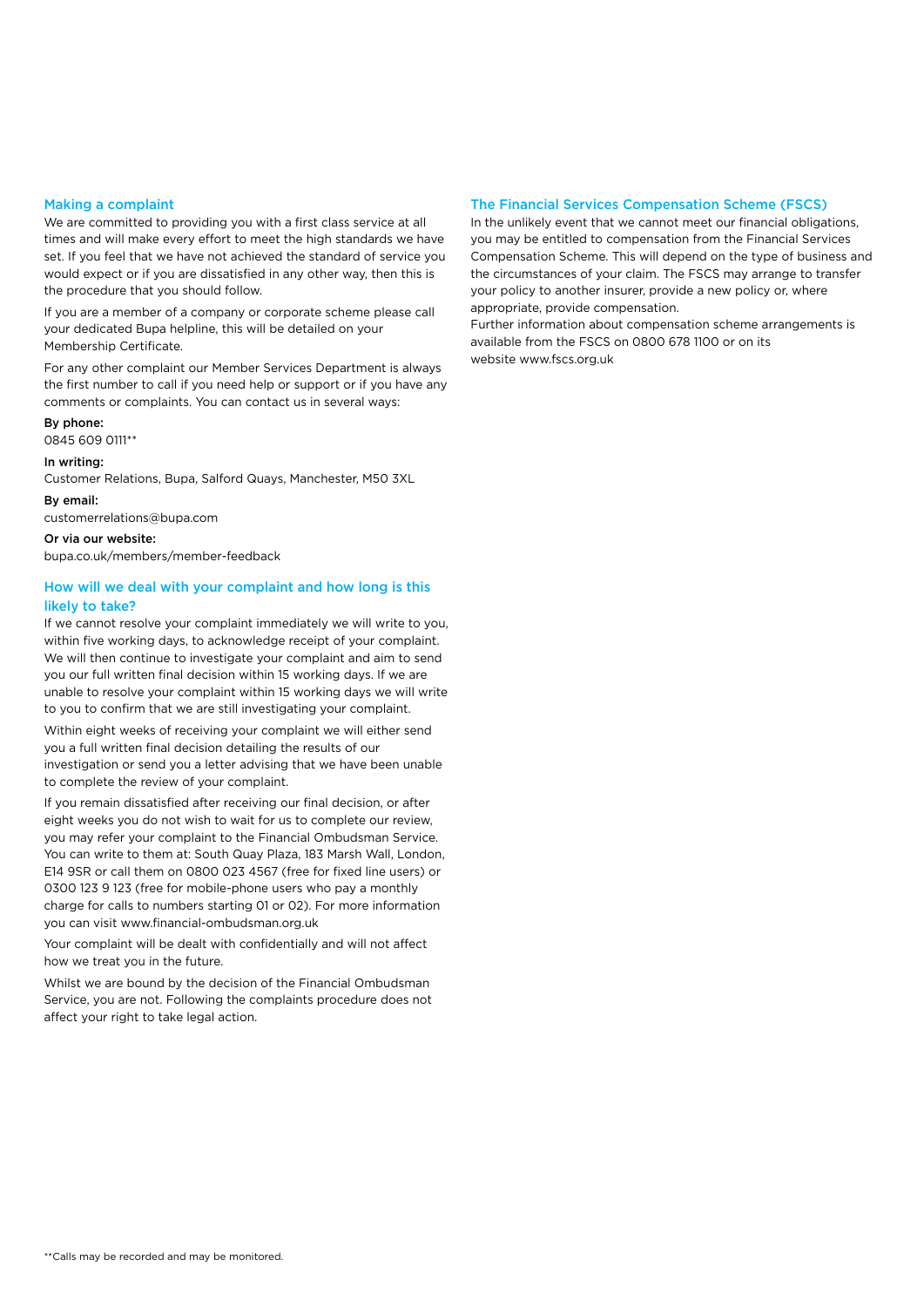## Making a complaint

We are committed to providing you with a first class service at all times and will make every effort to meet the high standards we have set. If you feel that we have not achieved the standard of service you would expect or if you are dissatisfied in any other way, then this is the procedure that you should follow.

If you are a member of a company or corporate scheme please call your dedicated Bupa helpline, this will be detailed on your Membership Certificate.

For any other complaint our Member Services Department is always the first number to call if you need help or support or if you have any comments or complaints. You can contact us in several ways:

**By phone:**
0845 609 0111**

**In writing:**
Customer Relations, Bupa, Salford Quays, Manchester, M50 3XL

**By email:**
customerrelations@bupa.com

**Or via our website:**
bupa.co.uk/members/member-feedback

## How will we deal with your complaint and how long is this likely to take?

If we cannot resolve your complaint immediately we will write to you, within five working days, to acknowledge receipt of your complaint. We will then continue to investigate your complaint and aim to send you our full written final decision within 15 working days. If we are unable to resolve your complaint within 15 working days we will write to you to confirm that we are still investigating your complaint.

Within eight weeks of receiving your complaint we will either send you a full written final decision detailing the results of our investigation or send you a letter advising that we have been unable to complete the review of your complaint.

If you remain dissatisfied after receiving our final decision, or after eight weeks you do not wish to wait for us to complete our review, you may refer your complaint to the Financial Ombudsman Service. You can write to them at: South Quay Plaza, 183 Marsh Wall, London, E14 9SR or call them on 0800 023 4567 (free for fixed line users) or 0300 123 9 123 (free for mobile-phone users who pay a monthly charge for calls to numbers starting 01 or 02). For more information you can visit www.financial-ombudsman.org.uk

Your complaint will be dealt with confidentially and will not affect how we treat you in the future.

Whilst we are bound by the decision of the Financial Ombudsman Service, you are not. Following the complaints procedure does not affect your right to take legal action.

## The Financial Services Compensation Scheme (FSCS)

In the unlikely event that we cannot meet our financial obligations, you may be entitled to compensation from the Financial Services Compensation Scheme. This will depend on the type of business and the circumstances of your claim. The FSCS may arrange to transfer your policy to another insurer, provide a new policy or, where appropriate, provide compensation.

Further information about compensation scheme arrangements is available from the FSCS on 0800 678 1100 or on its website www.fscs.org.uk

**Calls may be recorded and may be monitored.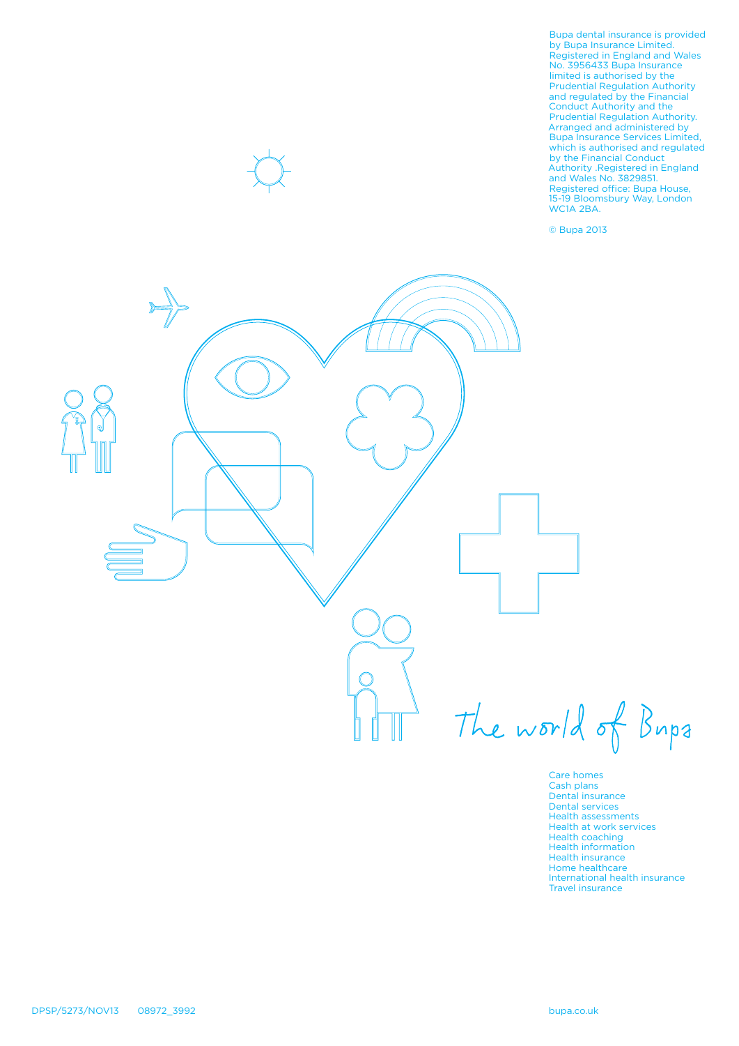Bupa dental insurance is provided by Bupa Insurance Limited. Registered in England and Wales No. 3956433 Bupa Insurance limited is authorised by the Prudential Regulation Authority and regulated by the Financial Conduct Authority and the Prudential Regulation Authority. Arranged and administered by Bupa Insurance Services Limited, which is authorised and regulated by the Financial Conduct Authority .Registered in England and Wales No. 3829851. Registered office: Bupa House, 15-19 Bloomsbury Way, London WC1A 2BA.

© Bupa 2013

The world of Bupa

- Care homes
- Cash plans
- Dental insurance
- Dental services
- Health assessments
- Health at work services
- Health coaching
- Health information
- Health insurance
- Home healthcare
- International health insurance
- Travel insurance

DPSP/5273/NOV13    08972_3992

bupa.co.uk